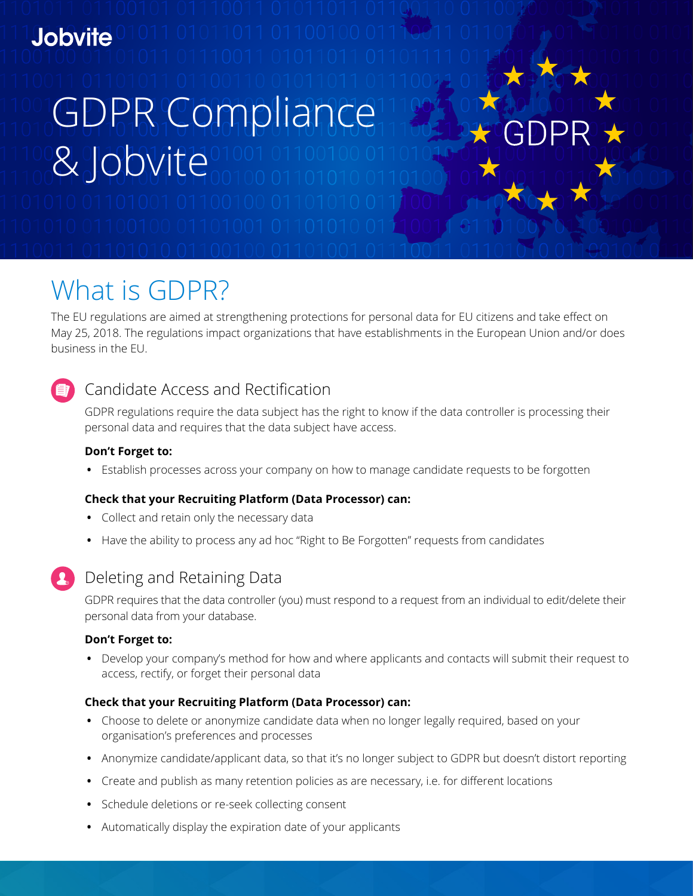Jobvite

# GDPR Compliance & Jobvite

GDPR

## What is GDPR?

The EU regulations are aimed at strengthening protections for personal data for EU citizens and take effect on May 25, 2018. The regulations impact organizations that have establishments in the European Union and/or does business in the EU.

### Candidate Access and Rectification

GDPR regulations require the data subject has the right to know if the data controller is processing their personal data and requires that the data subject have access.

**Don't Forget to:**

- Establish processes across your company on how to manage candidate requests to be forgotten

**Check that your Recruiting Platform (Data Processor) can:**

- Collect and retain only the necessary data
- Have the ability to process any ad hoc "Right to Be Forgotten" requests from candidates

### Deleting and Retaining Data

GDPR requires that the data controller (you) must respond to a request from an individual to edit/delete their personal data from your database.

**Don't Forget to:**

- Develop your company's method for how and where applicants and contacts will submit their request to access, rectify, or forget their personal data

**Check that your Recruiting Platform (Data Processor) can:**

- Choose to delete or anonymize candidate data when no longer legally required, based on your organisation's preferences and processes
- Anonymize candidate/applicant data, so that it's no longer subject to GDPR but doesn't distort reporting
- Create and publish as many retention policies as are necessary, i.e. for different locations
- Schedule deletions or re-seek collecting consent
- Automatically display the expiration date of your applicants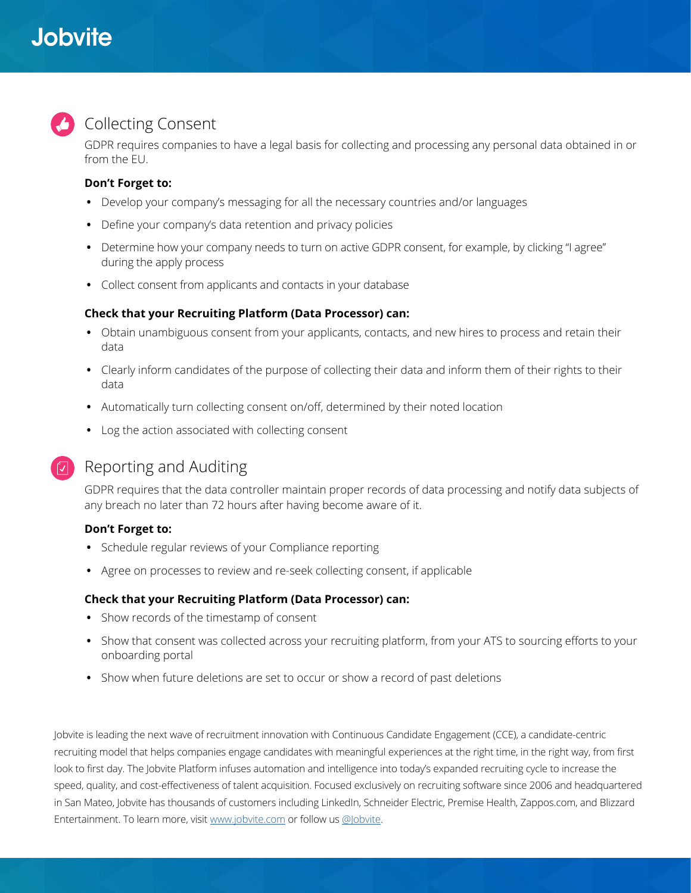## Collecting Consent

GDPR requires companies to have a legal basis for collecting and processing any personal data obtained in or from the EU.

**Don't Forget to:**

- Develop your company's messaging for all the necessary countries and/or languages
- Define your company's data retention and privacy policies
- Determine how your company needs to turn on active GDPR consent, for example, by clicking "I agree" during the apply process
- Collect consent from applicants and contacts in your database

**Check that your Recruiting Platform (Data Processor) can:**

- Obtain unambiguous consent from your applicants, contacts, and new hires to process and retain their data
- Clearly inform candidates of the purpose of collecting their data and inform them of their rights to their data
- Automatically turn collecting consent on/off, determined by their noted location
- Log the action associated with collecting consent

## Reporting and Auditing

GDPR requires that the data controller maintain proper records of data processing and notify data subjects of any breach no later than 72 hours after having become aware of it.

**Don't Forget to:**

- Schedule regular reviews of your Compliance reporting
- Agree on processes to review and re-seek collecting consent, if applicable

**Check that your Recruiting Platform (Data Processor) can:**

- Show records of the timestamp of consent
- Show that consent was collected across your recruiting platform, from your ATS to sourcing efforts to your onboarding portal
- Show when future deletions are set to occur or show a record of past deletions

Jobvite is leading the next wave of recruitment innovation with Continuous Candidate Engagement (CCE), a candidate-centric recruiting model that helps companies engage candidates with meaningful experiences at the right time, in the right way, from first look to first day. The Jobvite Platform infuses automation and intelligence into today's expanded recruiting cycle to increase the speed, quality, and cost-effectiveness of talent acquisition. Focused exclusively on recruiting software since 2006 and headquartered in San Mateo, Jobvite has thousands of customers including LinkedIn, Schneider Electric, Premise Health, Zappos.com, and Blizzard Entertainment. To learn more, visit www.jobvite.com or follow us @Jobvite.